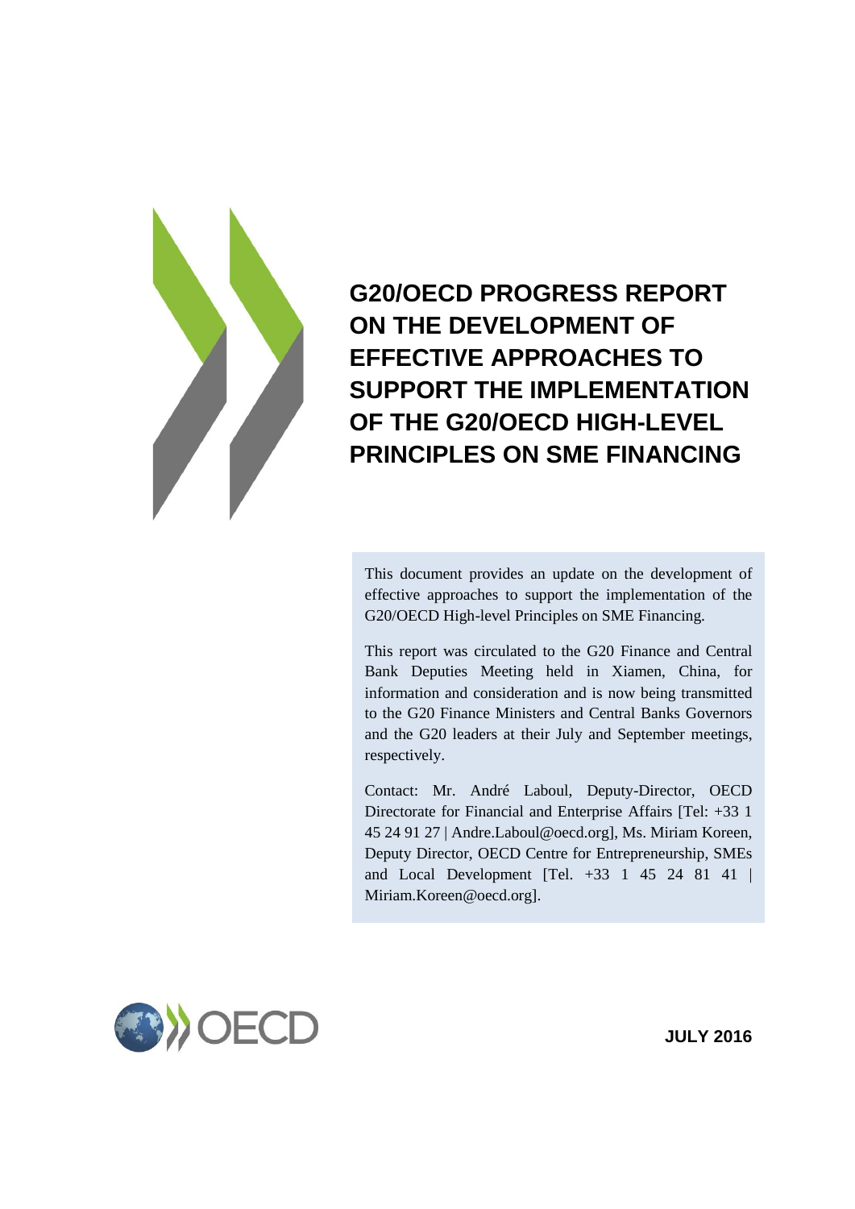# G20/OECD PROGRESS REPORT ON THE DEVELOPMENT OF EFFECTIVE APPROACHES TO SUPPORT THE IMPLEMENTATION OF THE G20/OECD HIGH-LEVEL PRINCIPLES ON SME FINANCING

This document provides an update on the development of effective approaches to support the implementation of the G20/OECD High-level Principles on SME Financing.

This report was circulated to the G20 Finance and Central Bank Deputies Meeting held in Xiamen, China, for information and consideration and is now being transmitted to the G20 Finance Ministers and Central Banks Governors and the G20 leaders at their July and September meetings, respectively.

Contact: Mr. André Laboul, Deputy-Director, OECD Directorate for Financial and Enterprise Affairs [Tel: +33 1 45 24 91 27 | Andre.Laboul@oecd.org], Ms. Miriam Koreen, Deputy Director, OECD Centre for Entrepreneurship, SMEs and Local Development [Tel. +33 1 45 24 81 41 | Miriam.Koreen@oecd.org].

OECD

**JULY 2016**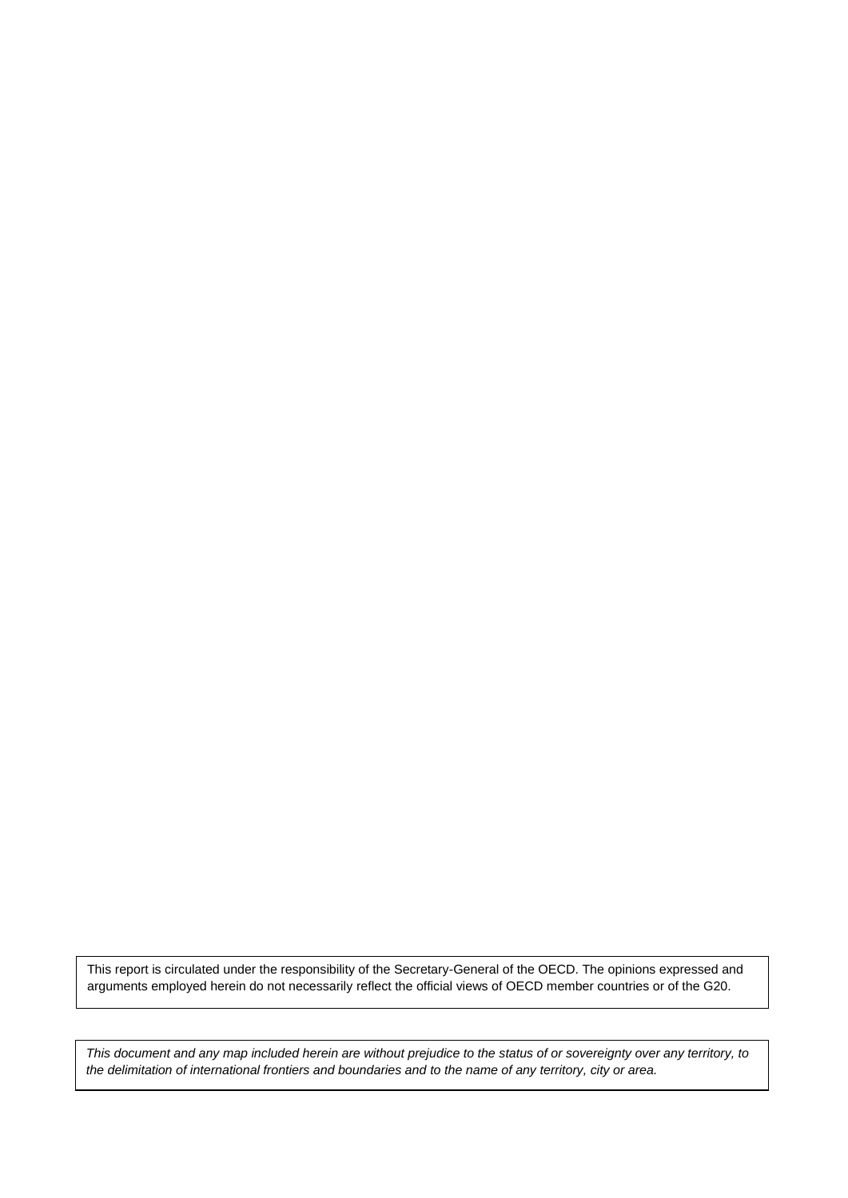This report is circulated under the responsibility of the Secretary-General of the OECD. The opinions expressed and arguments employed herein do not necessarily reflect the official views of OECD member countries or of the G20.

*This document and any map included herein are without prejudice to the status of or sovereignty over any territory, to the delimitation of international frontiers and boundaries and to the name of any territory, city or area.*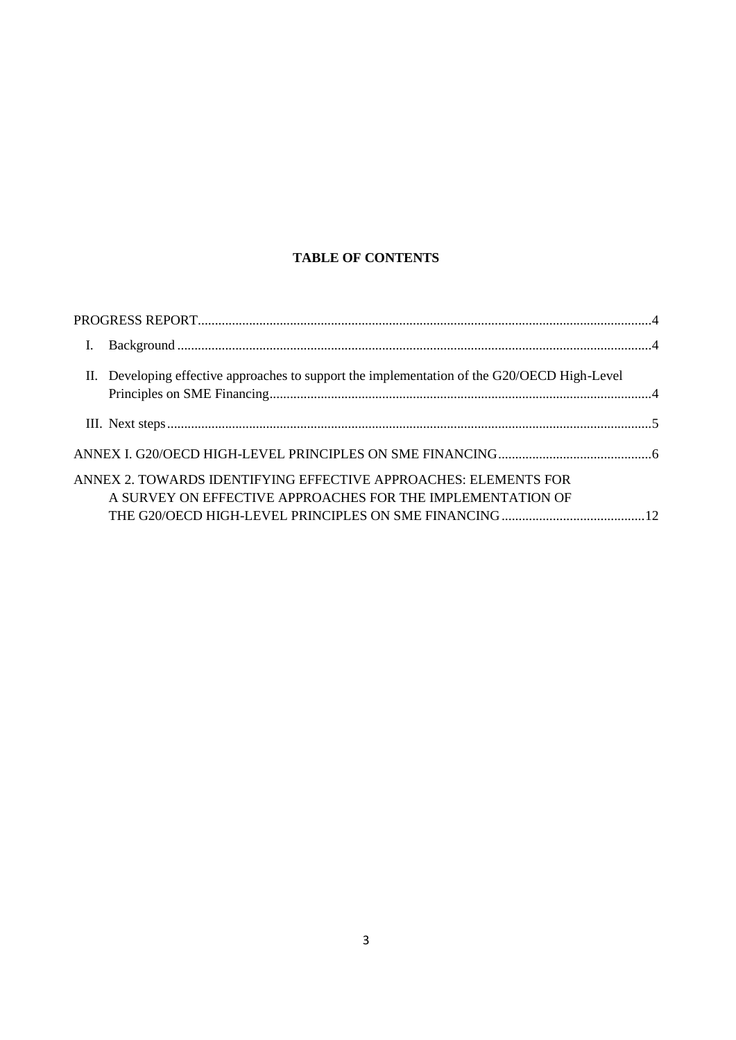**TABLE OF CONTENTS**

PROGRESS REPORT....................................................................................................................................4

I. Background ..........................................................................................................................................4

II. Developing effective approaches to support the implementation of the G20/OECD High-Level Principles on SME Financing................................................................................................................4

III. Next steps.............................................................................................................................................5

ANNEX I. G20/OECD HIGH-LEVEL PRINCIPLES ON SME FINANCING.............................................6

ANNEX 2. TOWARDS IDENTIFYING EFFECTIVE APPROACHES: ELEMENTS FOR A SURVEY ON EFFECTIVE APPROACHES FOR THE IMPLEMENTATION OF THE G20/OECD HIGH-LEVEL PRINCIPLES ON SME FINANCING..........................................12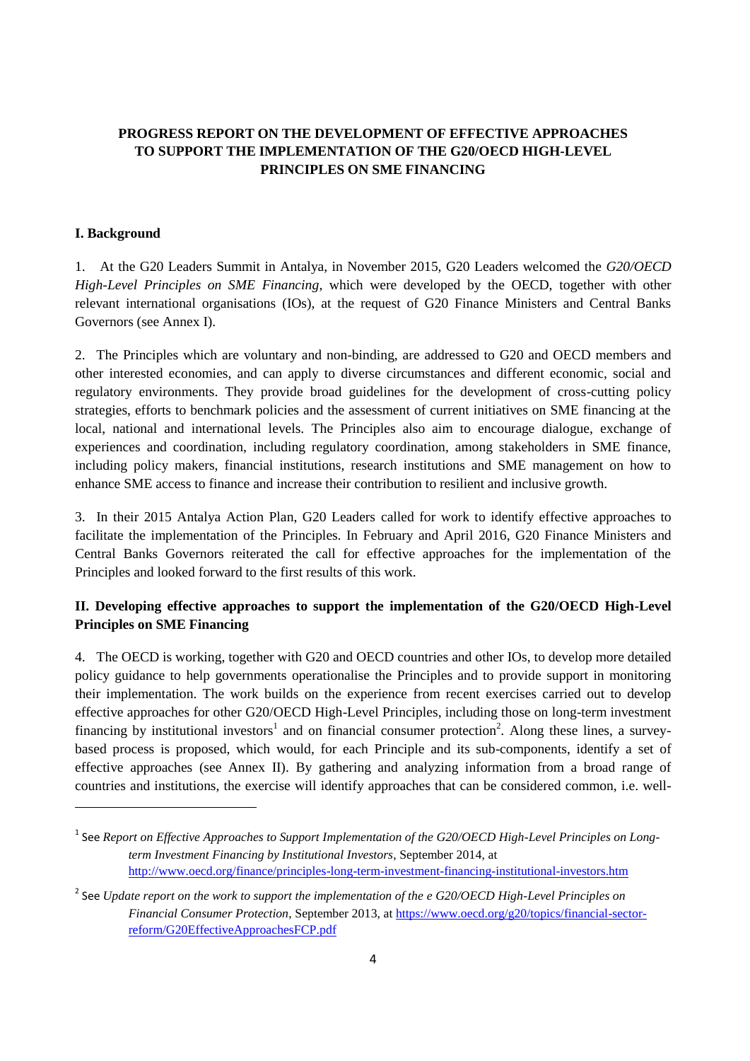**PROGRESS REPORT ON THE DEVELOPMENT OF EFFECTIVE APPROACHES TO SUPPORT THE IMPLEMENTATION OF THE G20/OECD HIGH-LEVEL PRINCIPLES ON SME FINANCING**

## I. Background

1. At the G20 Leaders Summit in Antalya, in November 2015, G20 Leaders welcomed the *G20/OECD High-Level Principles on SME Financing*, which were developed by the OECD, together with other relevant international organisations (IOs), at the request of G20 Finance Ministers and Central Banks Governors (see Annex I).

2. The Principles which are voluntary and non-binding, are addressed to G20 and OECD members and other interested economies, and can apply to diverse circumstances and different economic, social and regulatory environments. They provide broad guidelines for the development of cross-cutting policy strategies, efforts to benchmark policies and the assessment of current initiatives on SME financing at the local, national and international levels. The Principles also aim to encourage dialogue, exchange of experiences and coordination, including regulatory coordination, among stakeholders in SME finance, including policy makers, financial institutions, research institutions and SME management on how to enhance SME access to finance and increase their contribution to resilient and inclusive growth.

3. In their 2015 Antalya Action Plan, G20 Leaders called for work to identify effective approaches to facilitate the implementation of the Principles. In February and April 2016, G20 Finance Ministers and Central Banks Governors reiterated the call for effective approaches for the implementation of the Principles and looked forward to the first results of this work.

## II. Developing effective approaches to support the implementation of the G20/OECD High-Level Principles on SME Financing

4. The OECD is working, together with G20 and OECD countries and other IOs, to develop more detailed policy guidance to help governments operationalise the Principles and to provide support in monitoring their implementation. The work builds on the experience from recent exercises carried out to develop effective approaches for other G20/OECD High-Level Principles, including those on long-term investment financing by institutional investors[1] and on financial consumer protection[2]. Along these lines, a survey-based process is proposed, which would, for each Principle and its sub-components, identify a set of effective approaches (see Annex II). By gathering and analyzing information from a broad range of countries and institutions, the exercise will identify approaches that can be considered common, i.e. well-

---

[1] See *Report on Effective Approaches to Support Implementation of the G20/OECD High-Level Principles on Long-term Investment Financing by Institutional Investors*, September 2014, at http://www.oecd.org/finance/principles-long-term-investment-financing-institutional-investors.htm

[2] See *Update report on the work to support the implementation of the e G20/OECD High-Level Principles on Financial Consumer Protection*, September 2013, at https://www.oecd.org/g20/topics/financial-sector-reform/G20EffectiveApproachesFCP.pdf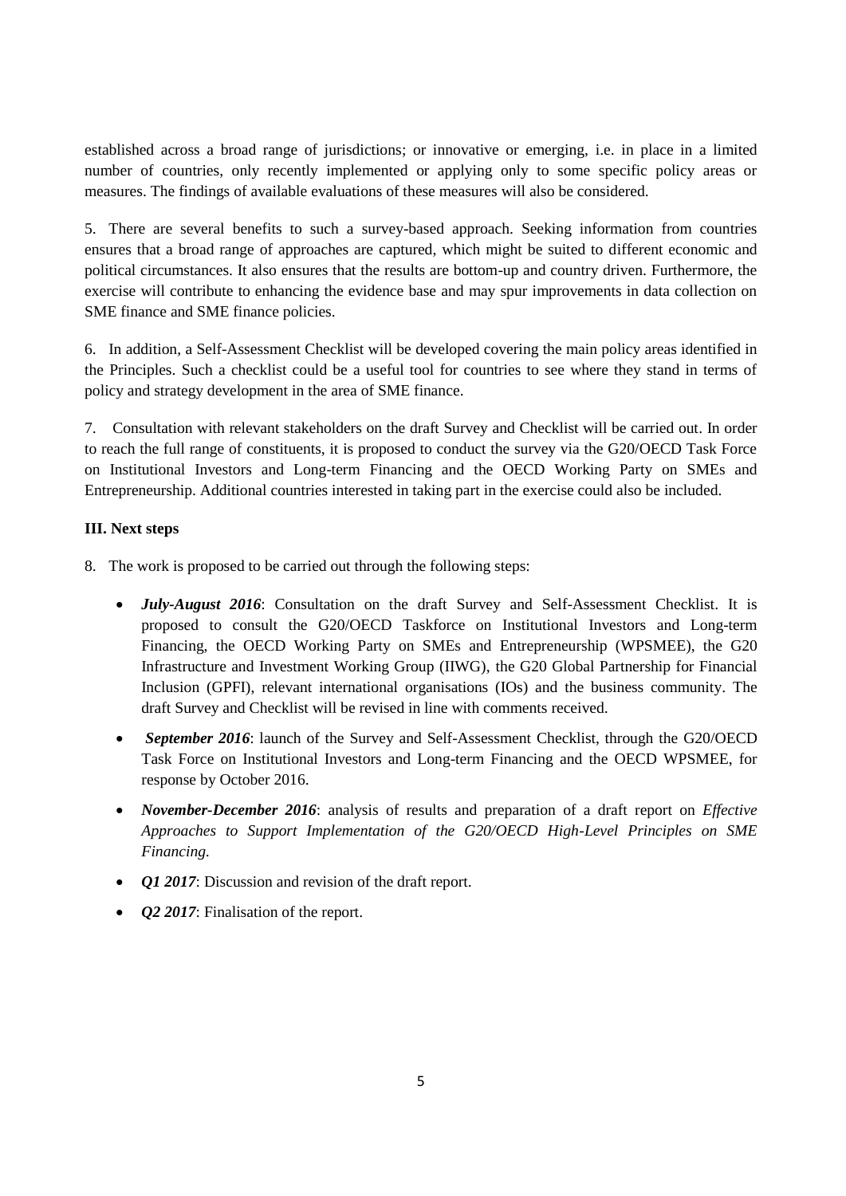established across a broad range of jurisdictions; or innovative or emerging, i.e. in place in a limited number of countries, only recently implemented or applying only to some specific policy areas or measures. The findings of available evaluations of these measures will also be considered.

5. There are several benefits to such a survey-based approach. Seeking information from countries ensures that a broad range of approaches are captured, which might be suited to different economic and political circumstances. It also ensures that the results are bottom-up and country driven. Furthermore, the exercise will contribute to enhancing the evidence base and may spur improvements in data collection on SME finance and SME finance policies.

6. In addition, a Self-Assessment Checklist will be developed covering the main policy areas identified in the Principles. Such a checklist could be a useful tool for countries to see where they stand in terms of policy and strategy development in the area of SME finance.

7. Consultation with relevant stakeholders on the draft Survey and Checklist will be carried out. In order to reach the full range of constituents, it is proposed to conduct the survey via the G20/OECD Task Force on Institutional Investors and Long-term Financing and the OECD Working Party on SMEs and Entrepreneurship. Additional countries interested in taking part in the exercise could also be included.

**III. Next steps**

8. The work is proposed to be carried out through the following steps:

- ***July-August 2016***: Consultation on the draft Survey and Self-Assessment Checklist. It is proposed to consult the G20/OECD Taskforce on Institutional Investors and Long-term Financing, the OECD Working Party on SMEs and Entrepreneurship (WPSMEE), the G20 Infrastructure and Investment Working Group (IIWG), the G20 Global Partnership for Financial Inclusion (GPFI), relevant international organisations (IOs) and the business community. The draft Survey and Checklist will be revised in line with comments received.
- ***September 2016***: launch of the Survey and Self-Assessment Checklist, through the G20/OECD Task Force on Institutional Investors and Long-term Financing and the OECD WPSMEE, for response by October 2016.
- ***November-December 2016***: analysis of results and preparation of a draft report on *Effective Approaches to Support Implementation of the G20/OECD High-Level Principles on SME Financing.*
- ***Q1 2017***: Discussion and revision of the draft report.
- ***Q2 2017***: Finalisation of the report.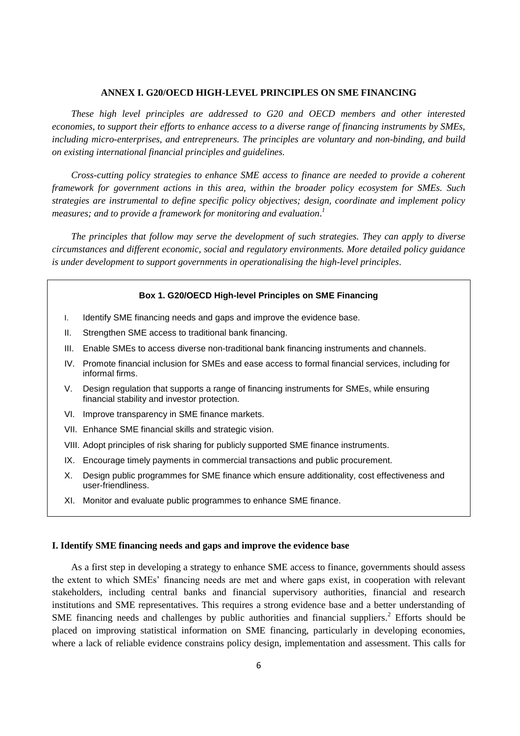## ANNEX I. G20/OECD HIGH-LEVEL PRINCIPLES ON SME FINANCING

*These high level principles are addressed to G20 and OECD members and other interested economies, to support their efforts to enhance access to a diverse range of financing instruments by SMEs, including micro-enterprises, and entrepreneurs. The principles are voluntary and non-binding, and build on existing international financial principles and guidelines.*

*Cross-cutting policy strategies to enhance SME access to finance are needed to provide a coherent framework for government actions in this area, within the broader policy ecosystem for SMEs. Such strategies are instrumental to define specific policy objectives; design, coordinate and implement policy measures; and to provide a framework for monitoring and evaluation.*[1]

*The principles that follow may serve the development of such strategies. They can apply to diverse circumstances and different economic, social and regulatory environments. More detailed policy guidance is under development to support governments in operationalising the high-level principles.*

> **Box 1. G20/OECD High-level Principles on SME Financing**
>
> I. Identify SME financing needs and gaps and improve the evidence base.
>
> II. Strengthen SME access to traditional bank financing.
>
> III. Enable SMEs to access diverse non-traditional bank financing instruments and channels.
>
> IV. Promote financial inclusion for SMEs and ease access to formal financial services, including for informal firms.
>
> V. Design regulation that supports a range of financing instruments for SMEs, while ensuring financial stability and investor protection.
>
> VI. Improve transparency in SME finance markets.
>
> VII. Enhance SME financial skills and strategic vision.
>
> VIII. Adopt principles of risk sharing for publicly supported SME finance instruments.
>
> IX. Encourage timely payments in commercial transactions and public procurement.
>
> X. Design public programmes for SME finance which ensure additionality, cost effectiveness and user-friendliness.
>
> XI. Monitor and evaluate public programmes to enhance SME finance.

### I. Identify SME financing needs and gaps and improve the evidence base

As a first step in developing a strategy to enhance SME access to finance, governments should assess the extent to which SMEs' financing needs are met and where gaps exist, in cooperation with relevant stakeholders, including central banks and financial supervisory authorities, financial and research institutions and SME representatives. This requires a strong evidence base and a better understanding of SME financing needs and challenges by public authorities and financial suppliers.[2] Efforts should be placed on improving statistical information on SME financing, particularly in developing economies, where a lack of reliable evidence constrains policy design, implementation and assessment. This calls for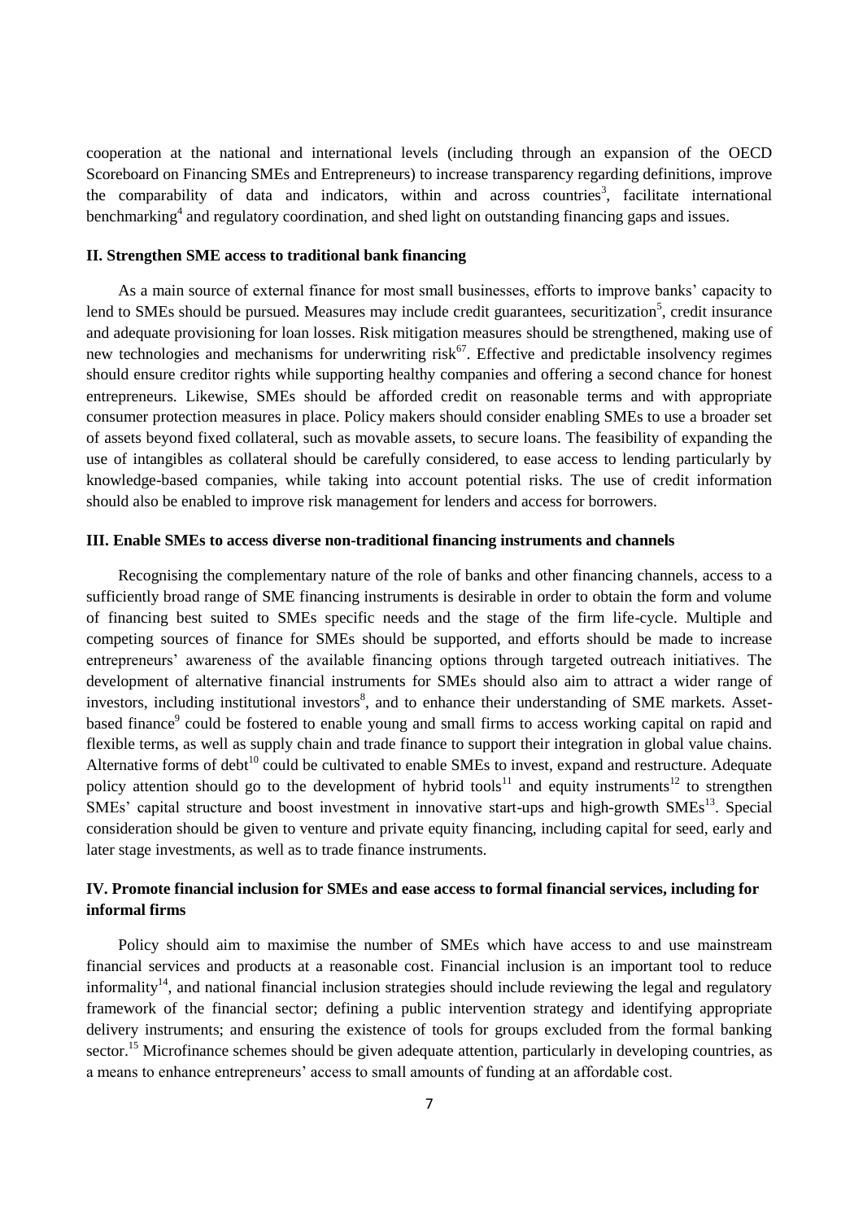cooperation at the national and international levels (including through an expansion of the OECD Scoreboard on Financing SMEs and Entrepreneurs) to increase transparency regarding definitions, improve the comparability of data and indicators, within and across countries[3], facilitate international benchmarking[4] and regulatory coordination, and shed light on outstanding financing gaps and issues.

**II. Strengthen SME access to traditional bank financing**

As a main source of external finance for most small businesses, efforts to improve banks' capacity to lend to SMEs should be pursued. Measures may include credit guarantees, securitization[5], credit insurance and adequate provisioning for loan losses. Risk mitigation measures should be strengthened, making use of new technologies and mechanisms for underwriting risk[6,7]. Effective and predictable insolvency regimes should ensure creditor rights while supporting healthy companies and offering a second chance for honest entrepreneurs. Likewise, SMEs should be afforded credit on reasonable terms and with appropriate consumer protection measures in place. Policy makers should consider enabling SMEs to use a broader set of assets beyond fixed collateral, such as movable assets, to secure loans. The feasibility of expanding the use of intangibles as collateral should be carefully considered, to ease access to lending particularly by knowledge-based companies, while taking into account potential risks. The use of credit information should also be enabled to improve risk management for lenders and access for borrowers.

**III. Enable SMEs to access diverse non-traditional financing instruments and channels**

Recognising the complementary nature of the role of banks and other financing channels, access to a sufficiently broad range of SME financing instruments is desirable in order to obtain the form and volume of financing best suited to SMEs specific needs and the stage of the firm life-cycle. Multiple and competing sources of finance for SMEs should be supported, and efforts should be made to increase entrepreneurs' awareness of the available financing options through targeted outreach initiatives. The development of alternative financial instruments for SMEs should also aim to attract a wider range of investors, including institutional investors[8], and to enhance their understanding of SME markets. Asset-based finance[9] could be fostered to enable young and small firms to access working capital on rapid and flexible terms, as well as supply chain and trade finance to support their integration in global value chains. Alternative forms of debt[10] could be cultivated to enable SMEs to invest, expand and restructure. Adequate policy attention should go to the development of hybrid tools[11] and equity instruments[12] to strengthen SMEs' capital structure and boost investment in innovative start-ups and high-growth SMEs[13]. Special consideration should be given to venture and private equity financing, including capital for seed, early and later stage investments, as well as to trade finance instruments.

**IV. Promote financial inclusion for SMEs and ease access to formal financial services, including for informal firms**

Policy should aim to maximise the number of SMEs which have access to and use mainstream financial services and products at a reasonable cost. Financial inclusion is an important tool to reduce informality[14], and national financial inclusion strategies should include reviewing the legal and regulatory framework of the financial sector; defining a public intervention strategy and identifying appropriate delivery instruments; and ensuring the existence of tools for groups excluded from the formal banking sector.[15] Microfinance schemes should be given adequate attention, particularly in developing countries, as a means to enhance entrepreneurs' access to small amounts of funding at an affordable cost.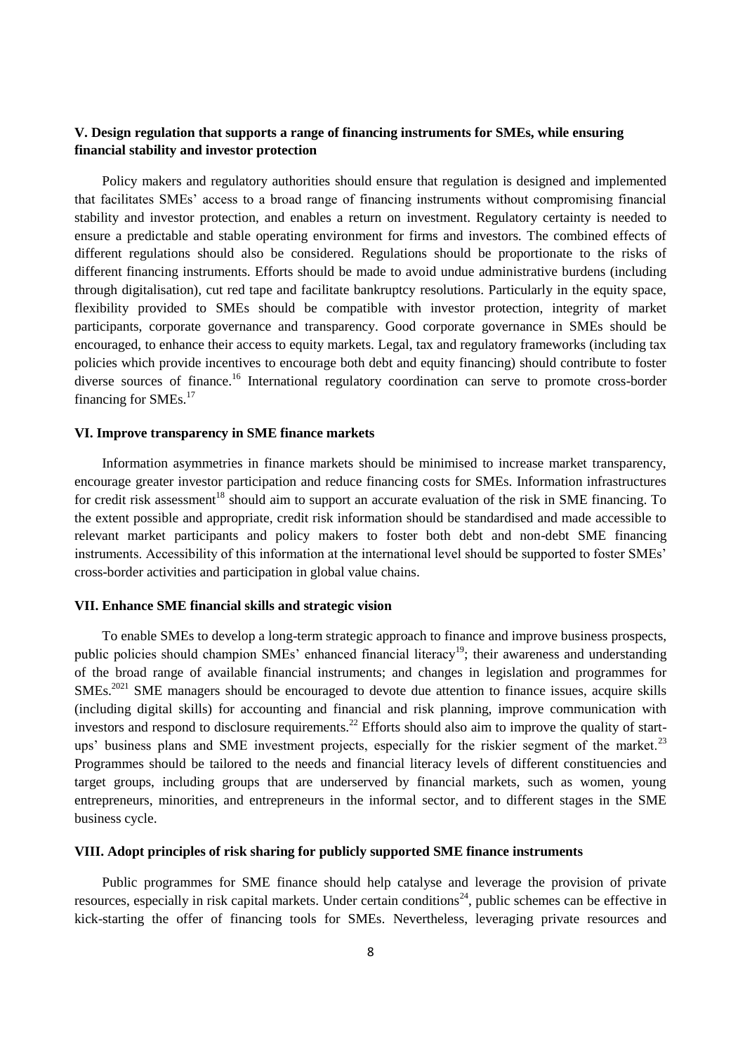### V. Design regulation that supports a range of financing instruments for SMEs, while ensuring financial stability and investor protection

Policy makers and regulatory authorities should ensure that regulation is designed and implemented that facilitates SMEs' access to a broad range of financing instruments without compromising financial stability and investor protection, and enables a return on investment. Regulatory certainty is needed to ensure a predictable and stable operating environment for firms and investors. The combined effects of different regulations should also be considered. Regulations should be proportionate to the risks of different financing instruments. Efforts should be made to avoid undue administrative burdens (including through digitalisation), cut red tape and facilitate bankruptcy resolutions. Particularly in the equity space, flexibility provided to SMEs should be compatible with investor protection, integrity of market participants, corporate governance and transparency. Good corporate governance in SMEs should be encouraged, to enhance their access to equity markets. Legal, tax and regulatory frameworks (including tax policies which provide incentives to encourage both debt and equity financing) should contribute to foster diverse sources of finance.[16] International regulatory coordination can serve to promote cross-border financing for SMEs.[17]

### VI. Improve transparency in SME finance markets

Information asymmetries in finance markets should be minimised to increase market transparency, encourage greater investor participation and reduce financing costs for SMEs. Information infrastructures for credit risk assessment[18] should aim to support an accurate evaluation of the risk in SME financing. To the extent possible and appropriate, credit risk information should be standardised and made accessible to relevant market participants and policy makers to foster both debt and non-debt SME financing instruments. Accessibility of this information at the international level should be supported to foster SMEs' cross-border activities and participation in global value chains.

### VII. Enhance SME financial skills and strategic vision

To enable SMEs to develop a long-term strategic approach to finance and improve business prospects, public policies should champion SMEs' enhanced financial literacy[19]; their awareness and understanding of the broad range of available financial instruments; and changes in legislation and programmes for SMEs.[20][21] SME managers should be encouraged to devote due attention to finance issues, acquire skills (including digital skills) for accounting and financial and risk planning, improve communication with investors and respond to disclosure requirements.[22] Efforts should also aim to improve the quality of start-ups' business plans and SME investment projects, especially for the riskier segment of the market.[23] Programmes should be tailored to the needs and financial literacy levels of different constituencies and target groups, including groups that are underserved by financial markets, such as women, young entrepreneurs, minorities, and entrepreneurs in the informal sector, and to different stages in the SME business cycle.

### VIII. Adopt principles of risk sharing for publicly supported SME finance instruments

Public programmes for SME finance should help catalyse and leverage the provision of private resources, especially in risk capital markets. Under certain conditions[24], public schemes can be effective in kick-starting the offer of financing tools for SMEs. Nevertheless, leveraging private resources and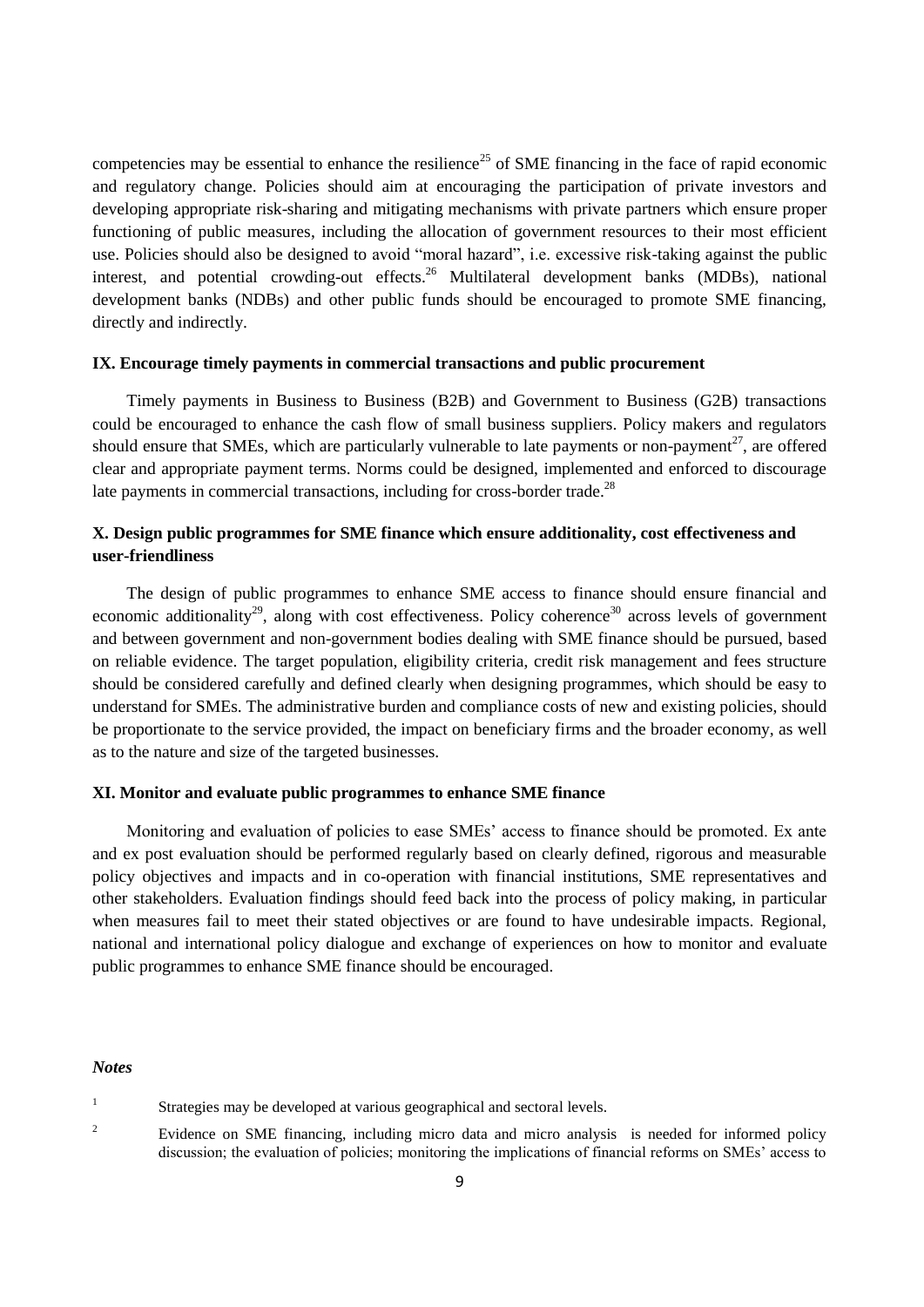competencies may be essential to enhance the resilience[25] of SME financing in the face of rapid economic and regulatory change. Policies should aim at encouraging the participation of private investors and developing appropriate risk-sharing and mitigating mechanisms with private partners which ensure proper functioning of public measures, including the allocation of government resources to their most efficient use. Policies should also be designed to avoid "moral hazard", i.e. excessive risk-taking against the public interest, and potential crowding-out effects.[26] Multilateral development banks (MDBs), national development banks (NDBs) and other public funds should be encouraged to promote SME financing, directly and indirectly.

### IX. Encourage timely payments in commercial transactions and public procurement

Timely payments in Business to Business (B2B) and Government to Business (G2B) transactions could be encouraged to enhance the cash flow of small business suppliers. Policy makers and regulators should ensure that SMEs, which are particularly vulnerable to late payments or non-payment[27], are offered clear and appropriate payment terms. Norms could be designed, implemented and enforced to discourage late payments in commercial transactions, including for cross-border trade.[28]

### X. Design public programmes for SME finance which ensure additionality, cost effectiveness and user-friendliness

The design of public programmes to enhance SME access to finance should ensure financial and economic additionality[29], along with cost effectiveness. Policy coherence[30] across levels of government and between government and non-government bodies dealing with SME finance should be pursued, based on reliable evidence. The target population, eligibility criteria, credit risk management and fees structure should be considered carefully and defined clearly when designing programmes, which should be easy to understand for SMEs. The administrative burden and compliance costs of new and existing policies, should be proportionate to the service provided, the impact on beneficiary firms and the broader economy, as well as to the nature and size of the targeted businesses.

### XI. Monitor and evaluate public programmes to enhance SME finance

Monitoring and evaluation of policies to ease SMEs' access to finance should be promoted. Ex ante and ex post evaluation should be performed regularly based on clearly defined, rigorous and measurable policy objectives and impacts and in co-operation with financial institutions, SME representatives and other stakeholders. Evaluation findings should feed back into the process of policy making, in particular when measures fail to meet their stated objectives or are found to have undesirable impacts. Regional, national and international policy dialogue and exchange of experiences on how to monitor and evaluate public programmes to enhance SME finance should be encouraged.

***Notes***

1. Strategies may be developed at various geographical and sectoral levels.
2. Evidence on SME financing, including micro data and micro analysis is needed for informed policy discussion; the evaluation of policies; monitoring the implications of financial reforms on SMEs' access to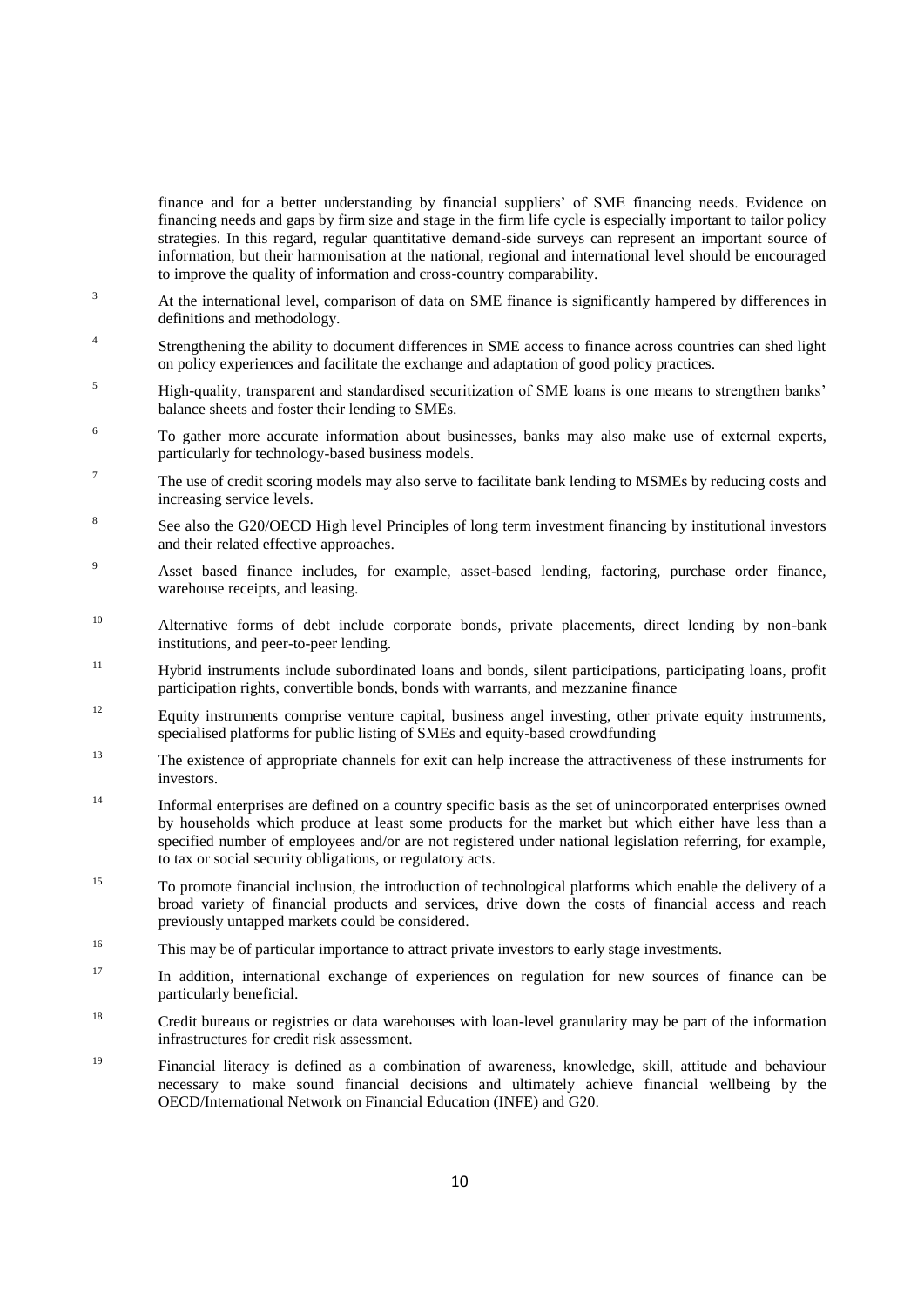finance and for a better understanding by financial suppliers' of SME financing needs. Evidence on financing needs and gaps by firm size and stage in the firm life cycle is especially important to tailor policy strategies. In this regard, regular quantitative demand-side surveys can represent an important source of information, but their harmonisation at the national, regional and international level should be encouraged to improve the quality of information and cross-country comparability.

[3] At the international level, comparison of data on SME finance is significantly hampered by differences in definitions and methodology.

[4] Strengthening the ability to document differences in SME access to finance across countries can shed light on policy experiences and facilitate the exchange and adaptation of good policy practices.

[5] High-quality, transparent and standardised securitization of SME loans is one means to strengthen banks' balance sheets and foster their lending to SMEs.

[6] To gather more accurate information about businesses, banks may also make use of external experts, particularly for technology-based business models.

[7] The use of credit scoring models may also serve to facilitate bank lending to MSMEs by reducing costs and increasing service levels.

[8] See also the G20/OECD High level Principles of long term investment financing by institutional investors and their related effective approaches.

[9] Asset based finance includes, for example, asset-based lending, factoring, purchase order finance, warehouse receipts, and leasing.

[10] Alternative forms of debt include corporate bonds, private placements, direct lending by non-bank institutions, and peer-to-peer lending.

[11] Hybrid instruments include subordinated loans and bonds, silent participations, participating loans, profit participation rights, convertible bonds, bonds with warrants, and mezzanine finance

[12] Equity instruments comprise venture capital, business angel investing, other private equity instruments, specialised platforms for public listing of SMEs and equity-based crowdfunding

[13] The existence of appropriate channels for exit can help increase the attractiveness of these instruments for investors.

[14] Informal enterprises are defined on a country specific basis as the set of unincorporated enterprises owned by households which produce at least some products for the market but which either have less than a specified number of employees and/or are not registered under national legislation referring, for example, to tax or social security obligations, or regulatory acts.

[15] To promote financial inclusion, the introduction of technological platforms which enable the delivery of a broad variety of financial products and services, drive down the costs of financial access and reach previously untapped markets could be considered.

[16] This may be of particular importance to attract private investors to early stage investments.

[17] In addition, international exchange of experiences on regulation for new sources of finance can be particularly beneficial.

[18] Credit bureaus or registries or data warehouses with loan-level granularity may be part of the information infrastructures for credit risk assessment.

[19] Financial literacy is defined as a combination of awareness, knowledge, skill, attitude and behaviour necessary to make sound financial decisions and ultimately achieve financial wellbeing by the OECD/International Network on Financial Education (INFE) and G20.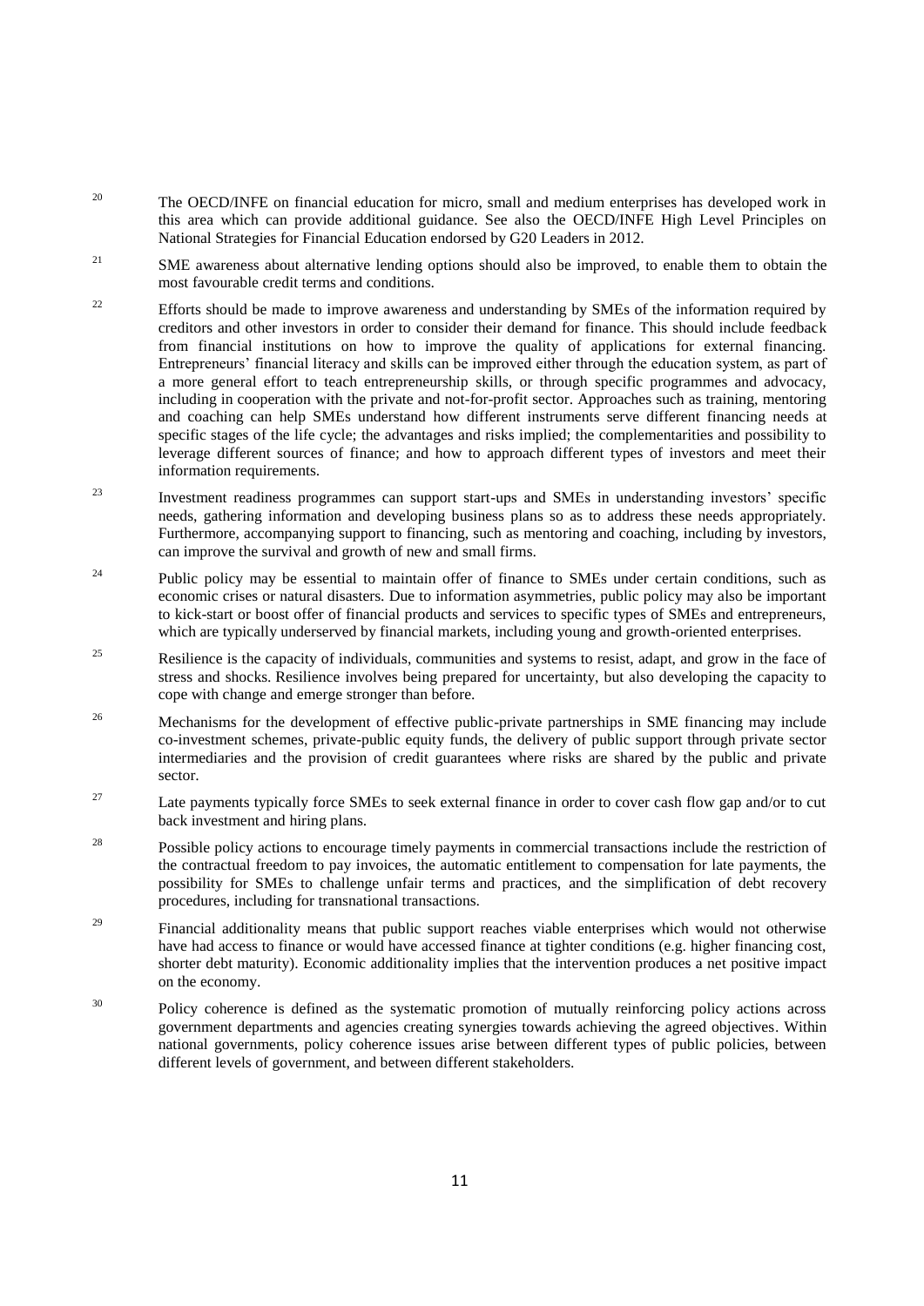[20] The OECD/INFE on financial education for micro, small and medium enterprises has developed work in this area which can provide additional guidance. See also the OECD/INFE High Level Principles on National Strategies for Financial Education endorsed by G20 Leaders in 2012.

[21] SME awareness about alternative lending options should also be improved, to enable them to obtain the most favourable credit terms and conditions.

[22] Efforts should be made to improve awareness and understanding by SMEs of the information required by creditors and other investors in order to consider their demand for finance. This should include feedback from financial institutions on how to improve the quality of applications for external financing. Entrepreneurs' financial literacy and skills can be improved either through the education system, as part of a more general effort to teach entrepreneurship skills, or through specific programmes and advocacy, including in cooperation with the private and not-for-profit sector. Approaches such as training, mentoring and coaching can help SMEs understand how different instruments serve different financing needs at specific stages of the life cycle; the advantages and risks implied; the complementarities and possibility to leverage different sources of finance; and how to approach different types of investors and meet their information requirements.

[23] Investment readiness programmes can support start-ups and SMEs in understanding investors' specific needs, gathering information and developing business plans so as to address these needs appropriately. Furthermore, accompanying support to financing, such as mentoring and coaching, including by investors, can improve the survival and growth of new and small firms.

[24] Public policy may be essential to maintain offer of finance to SMEs under certain conditions, such as economic crises or natural disasters. Due to information asymmetries, public policy may also be important to kick-start or boost offer of financial products and services to specific types of SMEs and entrepreneurs, which are typically underserved by financial markets, including young and growth-oriented enterprises.

[25] Resilience is the capacity of individuals, communities and systems to resist, adapt, and grow in the face of stress and shocks. Resilience involves being prepared for uncertainty, but also developing the capacity to cope with change and emerge stronger than before.

[26] Mechanisms for the development of effective public-private partnerships in SME financing may include co-investment schemes, private-public equity funds, the delivery of public support through private sector intermediaries and the provision of credit guarantees where risks are shared by the public and private sector.

[27] Late payments typically force SMEs to seek external finance in order to cover cash flow gap and/or to cut back investment and hiring plans.

[28] Possible policy actions to encourage timely payments in commercial transactions include the restriction of the contractual freedom to pay invoices, the automatic entitlement to compensation for late payments, the possibility for SMEs to challenge unfair terms and practices, and the simplification of debt recovery procedures, including for transnational transactions.

[29] Financial additionality means that public support reaches viable enterprises which would not otherwise have had access to finance or would have accessed finance at tighter conditions (e.g. higher financing cost, shorter debt maturity). Economic additionality implies that the intervention produces a net positive impact on the economy.

[30] Policy coherence is defined as the systematic promotion of mutually reinforcing policy actions across government departments and agencies creating synergies towards achieving the agreed objectives. Within national governments, policy coherence issues arise between different types of public policies, between different levels of government, and between different stakeholders.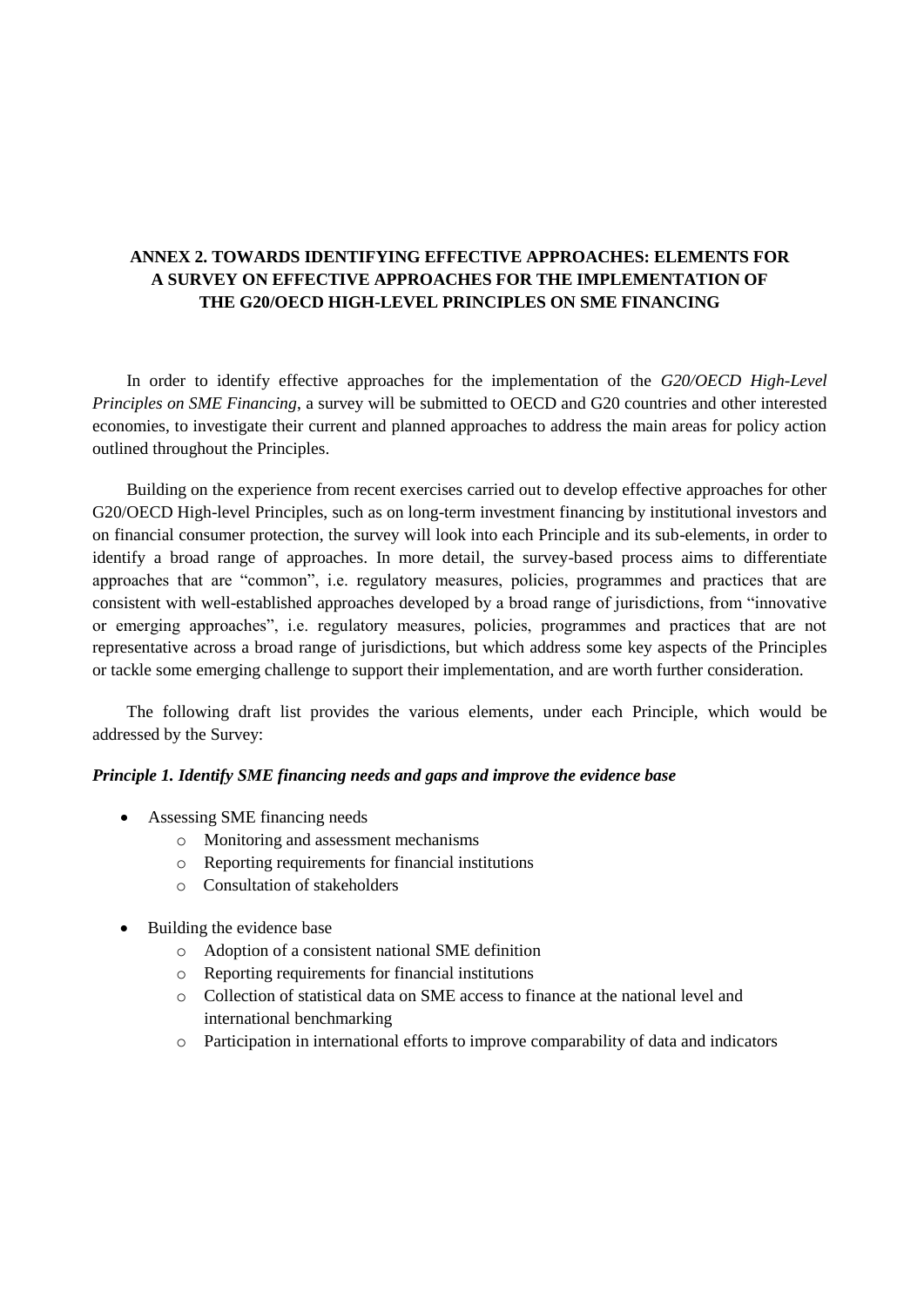## ANNEX 2. TOWARDS IDENTIFYING EFFECTIVE APPROACHES: ELEMENTS FOR A SURVEY ON EFFECTIVE APPROACHES FOR THE IMPLEMENTATION OF THE G20/OECD HIGH-LEVEL PRINCIPLES ON SME FINANCING

In order to identify effective approaches for the implementation of the *G20/OECD High-Level Principles on SME Financing*, a survey will be submitted to OECD and G20 countries and other interested economies, to investigate their current and planned approaches to address the main areas for policy action outlined throughout the Principles.

Building on the experience from recent exercises carried out to develop effective approaches for other G20/OECD High-level Principles, such as on long-term investment financing by institutional investors and on financial consumer protection, the survey will look into each Principle and its sub-elements, in order to identify a broad range of approaches. In more detail, the survey-based process aims to differentiate approaches that are "common", i.e. regulatory measures, policies, programmes and practices that are consistent with well-established approaches developed by a broad range of jurisdictions, from "innovative or emerging approaches", i.e. regulatory measures, policies, programmes and practices that are not representative across a broad range of jurisdictions, but which address some key aspects of the Principles or tackle some emerging challenge to support their implementation, and are worth further consideration.

The following draft list provides the various elements, under each Principle, which would be addressed by the Survey:

***Principle 1. Identify SME financing needs and gaps and improve the evidence base***

- Assessing SME financing needs
  - Monitoring and assessment mechanisms
  - Reporting requirements for financial institutions
  - Consultation of stakeholders

- Building the evidence base
  - Adoption of a consistent national SME definition
  - Reporting requirements for financial institutions
  - Collection of statistical data on SME access to finance at the national level and international benchmarking
  - Participation in international efforts to improve comparability of data and indicators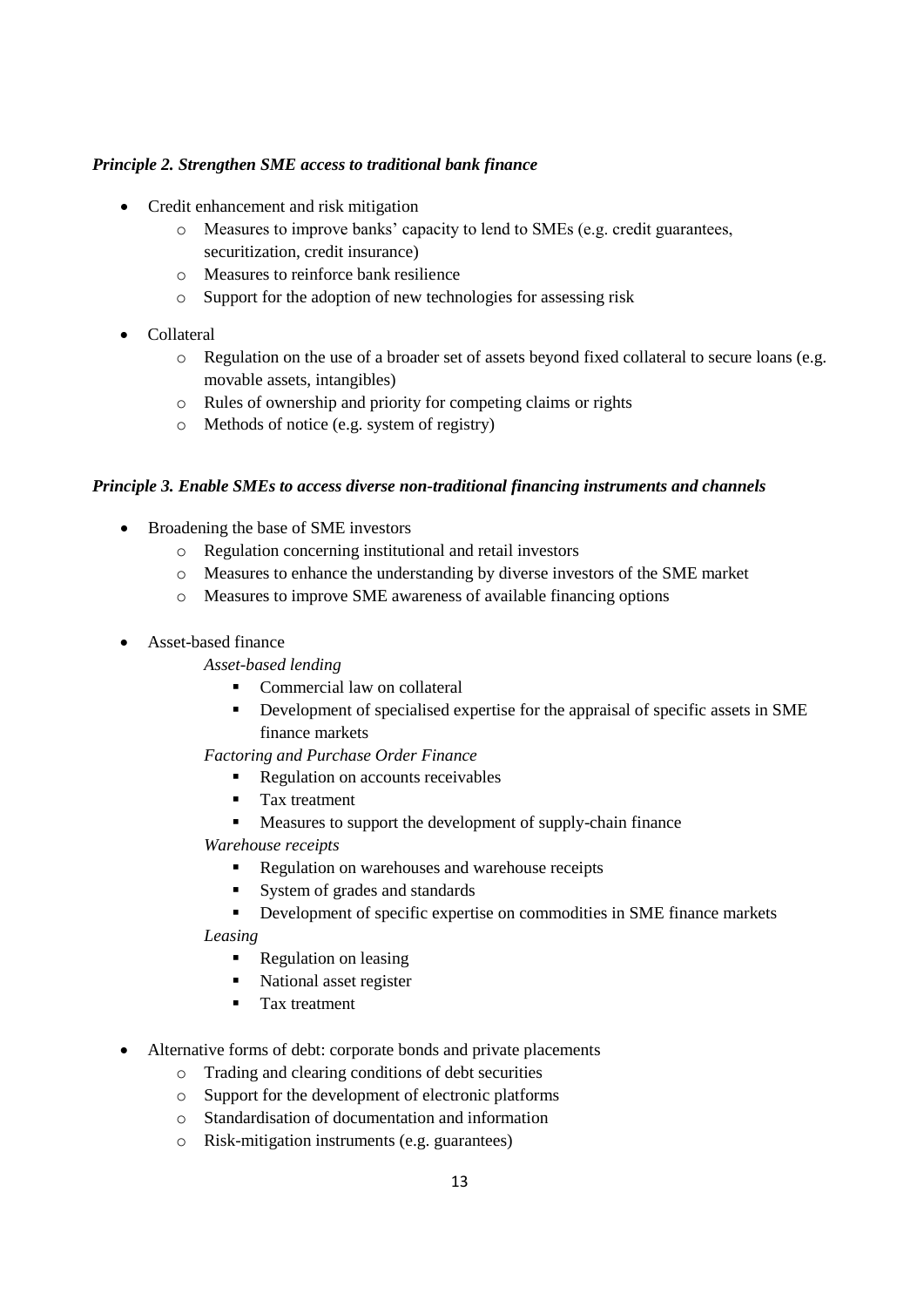***Principle 2. Strengthen SME access to traditional bank finance***

- Credit enhancement and risk mitigation
  - Measures to improve banks' capacity to lend to SMEs (e.g. credit guarantees, securitization, credit insurance)
  - Measures to reinforce bank resilience
  - Support for the adoption of new technologies for assessing risk
- Collateral
  - Regulation on the use of a broader set of assets beyond fixed collateral to secure loans (e.g. movable assets, intangibles)
  - Rules of ownership and priority for competing claims or rights
  - Methods of notice (e.g. system of registry)

***Principle 3. Enable SMEs to access diverse non-traditional financing instruments and channels***

- Broadening the base of SME investors
  - Regulation concerning institutional and retail investors
  - Measures to enhance the understanding by diverse investors of the SME market
  - Measures to improve SME awareness of available financing options
- Asset-based finance

  *Asset-based lending*
    - Commercial law on collateral
    - Development of specialised expertise for the appraisal of specific assets in SME finance markets

  *Factoring and Purchase Order Finance*
    - Regulation on accounts receivables
    - Tax treatment
    - Measures to support the development of supply-chain finance

  *Warehouse receipts*
    - Regulation on warehouses and warehouse receipts
    - System of grades and standards
    - Development of specific expertise on commodities in SME finance markets

  *Leasing*
    - Regulation on leasing
    - National asset register
    - Tax treatment
- Alternative forms of debt: corporate bonds and private placements
  - Trading and clearing conditions of debt securities
  - Support for the development of electronic platforms
  - Standardisation of documentation and information
  - Risk-mitigation instruments (e.g. guarantees)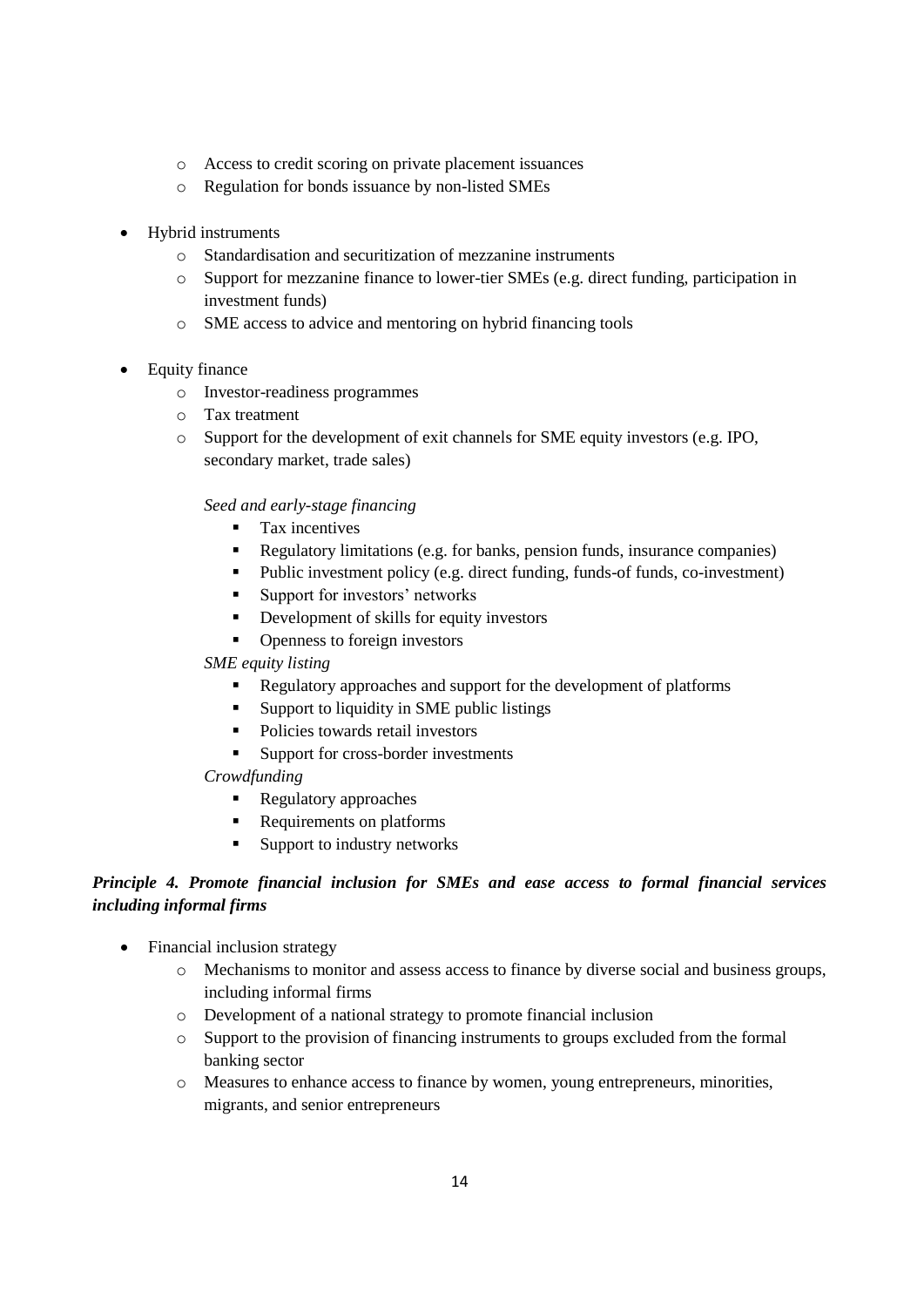- Access to credit scoring on private placement issuances
    - Regulation for bonds issuance by non-listed SMEs

- Hybrid instruments
    - Standardisation and securitization of mezzanine instruments
    - Support for mezzanine finance to lower-tier SMEs (e.g. direct funding, participation in investment funds)
    - SME access to advice and mentoring on hybrid financing tools

- Equity finance
    - Investor-readiness programmes
    - Tax treatment
    - Support for the development of exit channels for SME equity investors (e.g. IPO, secondary market, trade sales)

    *Seed and early-stage financing*

        - Tax incentives
        - Regulatory limitations (e.g. for banks, pension funds, insurance companies)
        - Public investment policy (e.g. direct funding, funds-of funds, co-investment)
        - Support for investors' networks
        - Development of skills for equity investors
        - Openness to foreign investors

    *SME equity listing*

        - Regulatory approaches and support for the development of platforms
        - Support to liquidity in SME public listings
        - Policies towards retail investors
        - Support for cross-border investments

    *Crowdfunding*

        - Regulatory approaches
        - Requirements on platforms
        - Support to industry networks

***Principle 4. Promote financial inclusion for SMEs and ease access to formal financial services including informal firms***

- Financial inclusion strategy
    - Mechanisms to monitor and assess access to finance by diverse social and business groups, including informal firms
    - Development of a national strategy to promote financial inclusion
    - Support to the provision of financing instruments to groups excluded from the formal banking sector
    - Measures to enhance access to finance by women, young entrepreneurs, minorities, migrants, and senior entrepreneurs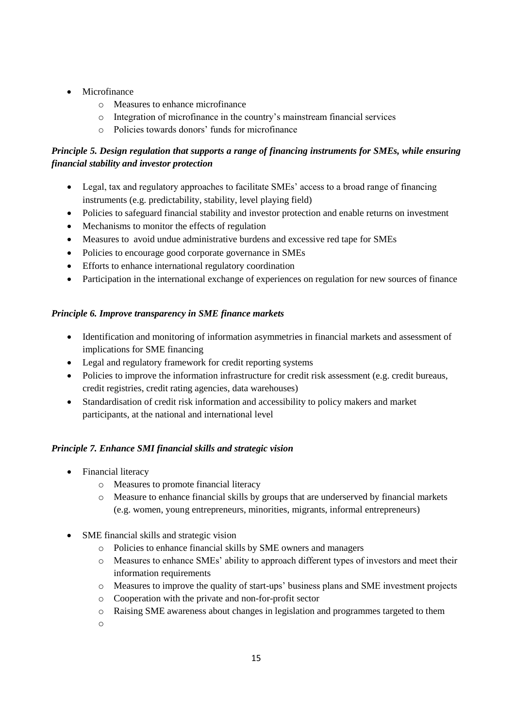- Microfinance
  - Measures to enhance microfinance
  - Integration of microfinance in the country's mainstream financial services
  - Policies towards donors' funds for microfinance

***Principle 5. Design regulation that supports a range of financing instruments for SMEs, while ensuring financial stability and investor protection***

- Legal, tax and regulatory approaches to facilitate SMEs' access to a broad range of financing instruments (e.g. predictability, stability, level playing field)
- Policies to safeguard financial stability and investor protection and enable returns on investment
- Mechanisms to monitor the effects of regulation
- Measures to avoid undue administrative burdens and excessive red tape for SMEs
- Policies to encourage good corporate governance in SMEs
- Efforts to enhance international regulatory coordination
- Participation in the international exchange of experiences on regulation for new sources of finance

***Principle 6. Improve transparency in SME finance markets***

- Identification and monitoring of information asymmetries in financial markets and assessment of implications for SME financing
- Legal and regulatory framework for credit reporting systems
- Policies to improve the information infrastructure for credit risk assessment (e.g. credit bureaus, credit registries, credit rating agencies, data warehouses)
- Standardisation of credit risk information and accessibility to policy makers and market participants, at the national and international level

***Principle 7. Enhance SMI financial skills and strategic vision***

- Financial literacy
  - Measures to promote financial literacy
  - Measure to enhance financial skills by groups that are underserved by financial markets (e.g. women, young entrepreneurs, minorities, migrants, informal entrepreneurs)

- SME financial skills and strategic vision
  - Policies to enhance financial skills by SME owners and managers
  - Measures to enhance SMEs' ability to approach different types of investors and meet their information requirements
  - Measures to improve the quality of start-ups' business plans and SME investment projects
  - Cooperation with the private and non-for-profit sector
  - Raising SME awareness about changes in legislation and programmes targeted to them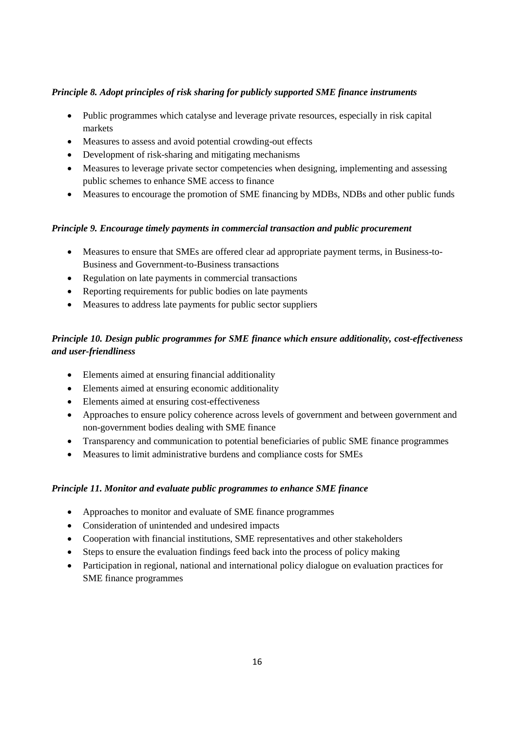*Principle 8. Adopt principles of risk sharing for publicly supported SME finance instruments*

- Public programmes which catalyse and leverage private resources, especially in risk capital markets
- Measures to assess and avoid potential crowding-out effects
- Development of risk-sharing and mitigating mechanisms
- Measures to leverage private sector competencies when designing, implementing and assessing public schemes to enhance SME access to finance
- Measures to encourage the promotion of SME financing by MDBs, NDBs and other public funds

*Principle 9. Encourage timely payments in commercial transaction and public procurement*

- Measures to ensure that SMEs are offered clear ad appropriate payment terms, in Business-to-Business and Government-to-Business transactions
- Regulation on late payments in commercial transactions
- Reporting requirements for public bodies on late payments
- Measures to address late payments for public sector suppliers

*Principle 10. Design public programmes for SME finance which ensure additionality, cost-effectiveness and user-friendliness*

- Elements aimed at ensuring financial additionality
- Elements aimed at ensuring economic additionality
- Elements aimed at ensuring cost-effectiveness
- Approaches to ensure policy coherence across levels of government and between government and non-government bodies dealing with SME finance
- Transparency and communication to potential beneficiaries of public SME finance programmes
- Measures to limit administrative burdens and compliance costs for SMEs

*Principle 11. Monitor and evaluate public programmes to enhance SME finance*

- Approaches to monitor and evaluate of SME finance programmes
- Consideration of unintended and undesired impacts
- Cooperation with financial institutions, SME representatives and other stakeholders
- Steps to ensure the evaluation findings feed back into the process of policy making
- Participation in regional, national and international policy dialogue on evaluation practices for SME finance programmes